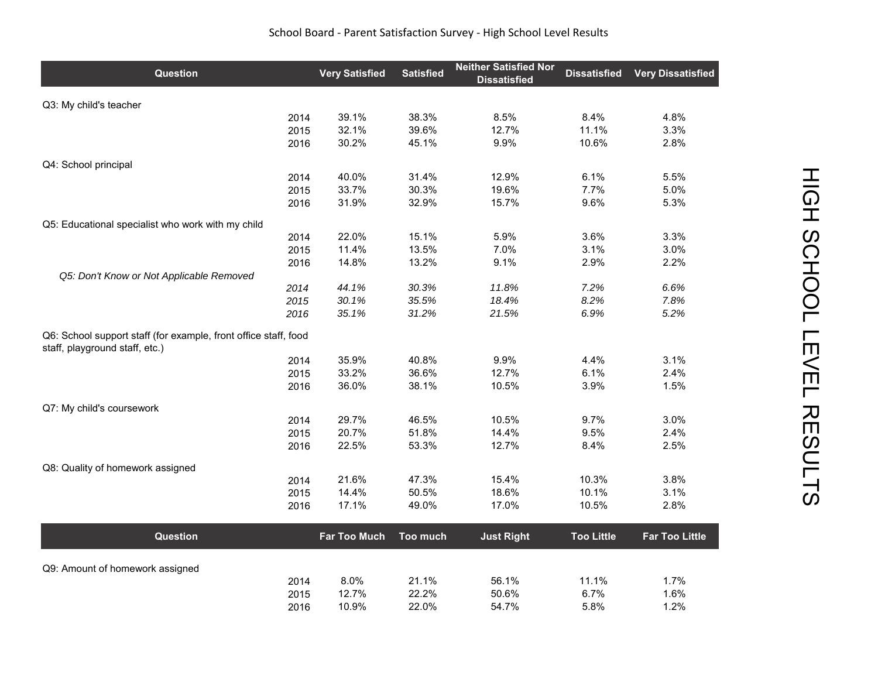# School Board - Parent Satisfaction Survey - High School Level Results

| Question | Year | Very Satisfied | Satisfied | Neither Satisfied Nor Dissatisfied | Dissatisfied | Very Dissatisfied |
|---|---|---|---|---|---|---|
| Q3: My child's teacher | | | | | | |
| | 2014 | 39.1% | 38.3% | 8.5% | 8.4% | 4.8% |
| | 2015 | 32.1% | 39.6% | 12.7% | 11.1% | 3.3% |
| | 2016 | 30.2% | 45.1% | 9.9% | 10.6% | 2.8% |
| Q4: School principal | | | | | | |
| | 2014 | 40.0% | 31.4% | 12.9% | 6.1% | 5.5% |
| | 2015 | 33.7% | 30.3% | 19.6% | 7.7% | 5.0% |
| | 2016 | 31.9% | 32.9% | 15.7% | 9.6% | 5.3% |
| Q5: Educational specialist who work with my child | | | | | | |
| | 2014 | 22.0% | 15.1% | 5.9% | 3.6% | 3.3% |
| | 2015 | 11.4% | 13.5% | 7.0% | 3.1% | 3.0% |
| | 2016 | 14.8% | 13.2% | 9.1% | 2.9% | 2.2% |
| *Q5: Don't Know or Not Applicable Removed* | | | | | | |
| | *2014* | *44.1%* | *30.3%* | *11.8%* | *7.2%* | *6.6%* |
| | *2015* | *30.1%* | *35.5%* | *18.4%* | *8.2%* | *7.8%* |
| | *2016* | *35.1%* | *31.2%* | *21.5%* | *6.9%* | *5.2%* |
| Q6: School support staff (for example, front office staff, food staff, playground staff, etc.) | | | | | | |
| | 2014 | 35.9% | 40.8% | 9.9% | 4.4% | 3.1% |
| | 2015 | 33.2% | 36.6% | 12.7% | 6.1% | 2.4% |
| | 2016 | 36.0% | 38.1% | 10.5% | 3.9% | 1.5% |
| Q7: My child's coursework | | | | | | |
| | 2014 | 29.7% | 46.5% | 10.5% | 9.7% | 3.0% |
| | 2015 | 20.7% | 51.8% | 14.4% | 9.5% | 2.4% |
| | 2016 | 22.5% | 53.3% | 12.7% | 8.4% | 2.5% |
| Q8: Quality of homework assigned | | | | | | |
| | 2014 | 21.6% | 47.3% | 15.4% | 10.3% | 3.8% |
| | 2015 | 14.4% | 50.5% | 18.6% | 10.1% | 3.1% |
| | 2016 | 17.1% | 49.0% | 17.0% | 10.5% | 2.8% |

| Question | Year | Far Too Much | Too much | Just Right | Too Little | Far Too Little |
|---|---|---|---|---|---|---|
| Q9: Amount of homework assigned | | | | | | |
| | 2014 | 8.0% | 21.1% | 56.1% | 11.1% | 1.7% |
| | 2015 | 12.7% | 22.2% | 50.6% | 6.7% | 1.6% |
| | 2016 | 10.9% | 22.0% | 54.7% | 5.8% | 1.2% |

HIGH SCHOOL LEVEL RESULTS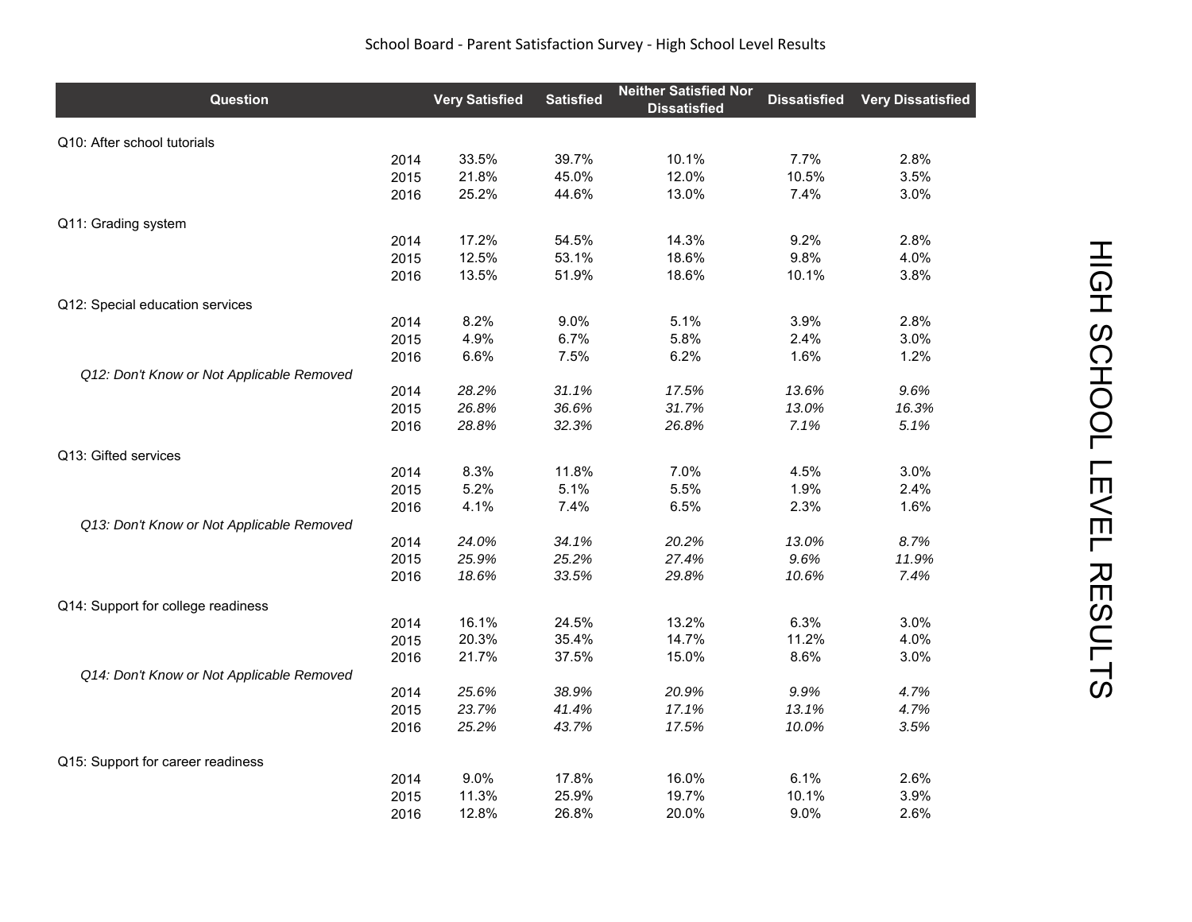School Board - Parent Satisfaction Survey - High School Level Results

| Question | | Very Satisfied | Satisfied | Neither Satisfied Nor Dissatisfied | Dissatisfied | Very Dissatisfied |
|---|---|---|---|---|---|---|
| Q10: After school tutorials | | | | | | |
| | 2014 | 33.5% | 39.7% | 10.1% | 7.7% | 2.8% |
| | 2015 | 21.8% | 45.0% | 12.0% | 10.5% | 3.5% |
| | 2016 | 25.2% | 44.6% | 13.0% | 7.4% | 3.0% |
| Q11: Grading system | | | | | | |
| | 2014 | 17.2% | 54.5% | 14.3% | 9.2% | 2.8% |
| | 2015 | 12.5% | 53.1% | 18.6% | 9.8% | 4.0% |
| | 2016 | 13.5% | 51.9% | 18.6% | 10.1% | 3.8% |
| Q12: Special education services | | | | | | |
| | 2014 | 8.2% | 9.0% | 5.1% | 3.9% | 2.8% |
| | 2015 | 4.9% | 6.7% | 5.8% | 2.4% | 3.0% |
| | 2016 | 6.6% | 7.5% | 6.2% | 1.6% | 1.2% |
| *Q12: Don't Know or Not Applicable Removed* | | | | | | |
| | 2014 | *28.2%* | *31.1%* | *17.5%* | *13.6%* | *9.6%* |
| | 2015 | *26.8%* | *36.6%* | *31.7%* | *13.0%* | *16.3%* |
| | 2016 | *28.8%* | *32.3%* | *26.8%* | *7.1%* | *5.1%* |
| Q13: Gifted services | | | | | | |
| | 2014 | 8.3% | 11.8% | 7.0% | 4.5% | 3.0% |
| | 2015 | 5.2% | 5.1% | 5.5% | 1.9% | 2.4% |
| | 2016 | 4.1% | 7.4% | 6.5% | 2.3% | 1.6% |
| *Q13: Don't Know or Not Applicable Removed* | | | | | | |
| | 2014 | *24.0%* | *34.1%* | *20.2%* | *13.0%* | *8.7%* |
| | 2015 | *25.9%* | *25.2%* | *27.4%* | *9.6%* | *11.9%* |
| | 2016 | *18.6%* | *33.5%* | *29.8%* | *10.6%* | *7.4%* |
| Q14: Support for college readiness | | | | | | |
| | 2014 | 16.1% | 24.5% | 13.2% | 6.3% | 3.0% |
| | 2015 | 20.3% | 35.4% | 14.7% | 11.2% | 4.0% |
| | 2016 | 21.7% | 37.5% | 15.0% | 8.6% | 3.0% |
| *Q14: Don't Know or Not Applicable Removed* | | | | | | |
| | 2014 | *25.6%* | *38.9%* | *20.9%* | *9.9%* | *4.7%* |
| | 2015 | *23.7%* | *41.4%* | *17.1%* | *13.1%* | *4.7%* |
| | 2016 | *25.2%* | *43.7%* | *17.5%* | *10.0%* | *3.5%* |
| Q15: Support for career readiness | | | | | | |
| | 2014 | 9.0% | 17.8% | 16.0% | 6.1% | 2.6% |
| | 2015 | 11.3% | 25.9% | 19.7% | 10.1% | 3.9% |
| | 2016 | 12.8% | 26.8% | 20.0% | 9.0% | 2.6% |

HIGH SCHOOL LEVEL RESULTS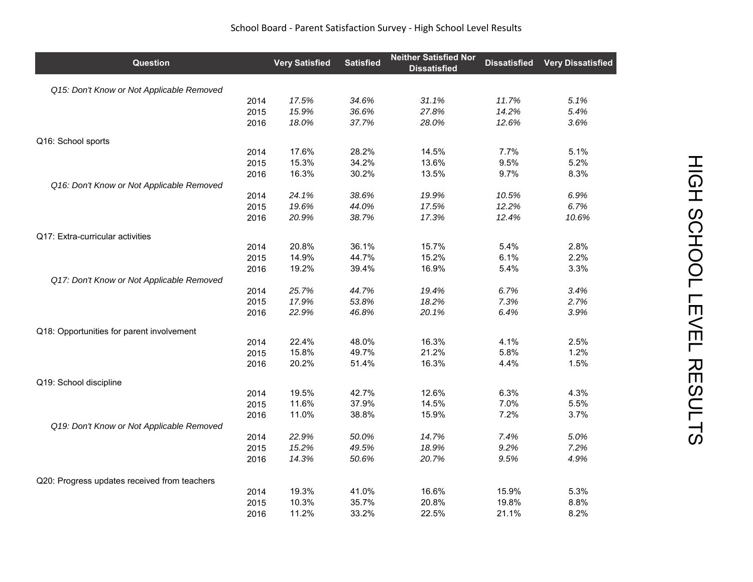School Board - Parent Satisfaction Survey - High School Level Results

| Question | | Very Satisfied | Satisfied | Neither Satisfied Nor Dissatisfied | Dissatisfied | Very Dissatisfied |
|---|---|---|---|---|---|---|
| *Q15: Don't Know or Not Applicable Removed* | | | | | | |
| | 2014 | *17.5%* | *34.6%* | *31.1%* | *11.7%* | *5.1%* |
| | 2015 | *15.9%* | *36.6%* | *27.8%* | *14.2%* | *5.4%* |
| | 2016 | *18.0%* | *37.7%* | *28.0%* | *12.6%* | *3.6%* |
| Q16: School sports | | | | | | |
| | 2014 | 17.6% | 28.2% | 14.5% | 7.7% | 5.1% |
| | 2015 | 15.3% | 34.2% | 13.6% | 9.5% | 5.2% |
| | 2016 | 16.3% | 30.2% | 13.5% | 9.7% | 8.3% |
| *Q16: Don't Know or Not Applicable Removed* | | | | | | |
| | 2014 | *24.1%* | *38.6%* | *19.9%* | *10.5%* | *6.9%* |
| | 2015 | *19.6%* | *44.0%* | *17.5%* | *12.2%* | *6.7%* |
| | 2016 | *20.9%* | *38.7%* | *17.3%* | *12.4%* | *10.6%* |
| Q17: Extra-curricular activities | | | | | | |
| | 2014 | 20.8% | 36.1% | 15.7% | 5.4% | 2.8% |
| | 2015 | 14.9% | 44.7% | 15.2% | 6.1% | 2.2% |
| | 2016 | 19.2% | 39.4% | 16.9% | 5.4% | 3.3% |
| *Q17: Don't Know or Not Applicable Removed* | | | | | | |
| | 2014 | *25.7%* | *44.7%* | *19.4%* | *6.7%* | *3.4%* |
| | 2015 | *17.9%* | *53.8%* | *18.2%* | *7.3%* | *2.7%* |
| | 2016 | *22.9%* | *46.8%* | *20.1%* | *6.4%* | *3.9%* |
| Q18: Opportunities for parent involvement | | | | | | |
| | 2014 | 22.4% | 48.0% | 16.3% | 4.1% | 2.5% |
| | 2015 | 15.8% | 49.7% | 21.2% | 5.8% | 1.2% |
| | 2016 | 20.2% | 51.4% | 16.3% | 4.4% | 1.5% |
| Q19: School discipline | | | | | | |
| | 2014 | 19.5% | 42.7% | 12.6% | 6.3% | 4.3% |
| | 2015 | 11.6% | 37.9% | 14.5% | 7.0% | 5.5% |
| | 2016 | 11.0% | 38.8% | 15.9% | 7.2% | 3.7% |
| *Q19: Don't Know or Not Applicable Removed* | | | | | | |
| | 2014 | *22.9%* | *50.0%* | *14.7%* | *7.4%* | *5.0%* |
| | 2015 | *15.2%* | *49.5%* | *18.9%* | *9.2%* | *7.2%* |
| | 2016 | *14.3%* | *50.6%* | *20.7%* | *9.5%* | *4.9%* |
| Q20: Progress updates received from teachers | | | | | | |
| | 2014 | 19.3% | 41.0% | 16.6% | 15.9% | 5.3% |
| | 2015 | 10.3% | 35.7% | 20.8% | 19.8% | 8.8% |
| | 2016 | 11.2% | 33.2% | 22.5% | 21.1% | 8.2% |

HIGH SCHOOL LEVEL RESULTS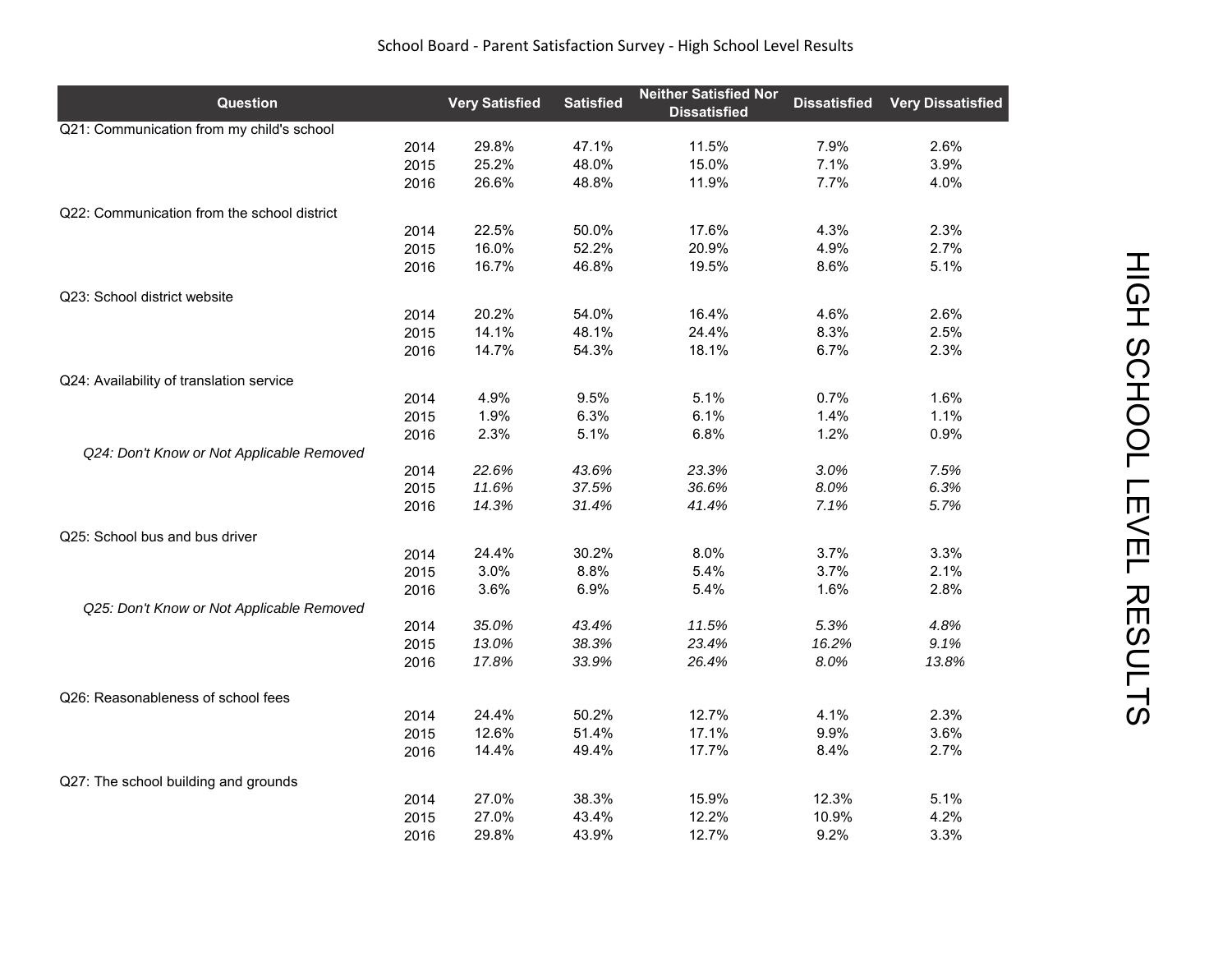School Board - Parent Satisfaction Survey - High School Level Results

| Question | | Very Satisfied | Satisfied | Neither Satisfied Nor Dissatisfied | Dissatisfied | Very Dissatisfied |
|---|---|---|---|---|---|---|
| Q21: Communication from my child's school | | | | | | |
| | 2014 | 29.8% | 47.1% | 11.5% | 7.9% | 2.6% |
| | 2015 | 25.2% | 48.0% | 15.0% | 7.1% | 3.9% |
| | 2016 | 26.6% | 48.8% | 11.9% | 7.7% | 4.0% |
| Q22: Communication from the school district | | | | | | |
| | 2014 | 22.5% | 50.0% | 17.6% | 4.3% | 2.3% |
| | 2015 | 16.0% | 52.2% | 20.9% | 4.9% | 2.7% |
| | 2016 | 16.7% | 46.8% | 19.5% | 8.6% | 5.1% |
| Q23: School district website | | | | | | |
| | 2014 | 20.2% | 54.0% | 16.4% | 4.6% | 2.6% |
| | 2015 | 14.1% | 48.1% | 24.4% | 8.3% | 2.5% |
| | 2016 | 14.7% | 54.3% | 18.1% | 6.7% | 2.3% |
| Q24: Availability of translation service | | | | | | |
| | 2014 | 4.9% | 9.5% | 5.1% | 0.7% | 1.6% |
| | 2015 | 1.9% | 6.3% | 6.1% | 1.4% | 1.1% |
| | 2016 | 2.3% | 5.1% | 6.8% | 1.2% | 0.9% |
| *Q24: Don't Know or Not Applicable Removed* | | | | | | |
| | 2014 | *22.6%* | *43.6%* | *23.3%* | *3.0%* | *7.5%* |
| | 2015 | *11.6%* | *37.5%* | *36.6%* | *8.0%* | *6.3%* |
| | 2016 | *14.3%* | *31.4%* | *41.4%* | *7.1%* | *5.7%* |
| Q25: School bus and bus driver | | | | | | |
| | 2014 | 24.4% | 30.2% | 8.0% | 3.7% | 3.3% |
| | 2015 | 3.0% | 8.8% | 5.4% | 3.7% | 2.1% |
| | 2016 | 3.6% | 6.9% | 5.4% | 1.6% | 2.8% |
| *Q25: Don't Know or Not Applicable Removed* | | | | | | |
| | 2014 | *35.0%* | *43.4%* | *11.5%* | *5.3%* | *4.8%* |
| | 2015 | *13.0%* | *38.3%* | *23.4%* | *16.2%* | *9.1%* |
| | 2016 | *17.8%* | *33.9%* | *26.4%* | *8.0%* | *13.8%* |
| Q26: Reasonableness of school fees | | | | | | |
| | 2014 | 24.4% | 50.2% | 12.7% | 4.1% | 2.3% |
| | 2015 | 12.6% | 51.4% | 17.1% | 9.9% | 3.6% |
| | 2016 | 14.4% | 49.4% | 17.7% | 8.4% | 2.7% |
| Q27: The school building and grounds | | | | | | |
| | 2014 | 27.0% | 38.3% | 15.9% | 12.3% | 5.1% |
| | 2015 | 27.0% | 43.4% | 12.2% | 10.9% | 4.2% |
| | 2016 | 29.8% | 43.9% | 12.7% | 9.2% | 3.3% |

HIGH SCHOOL LEVEL RESULTS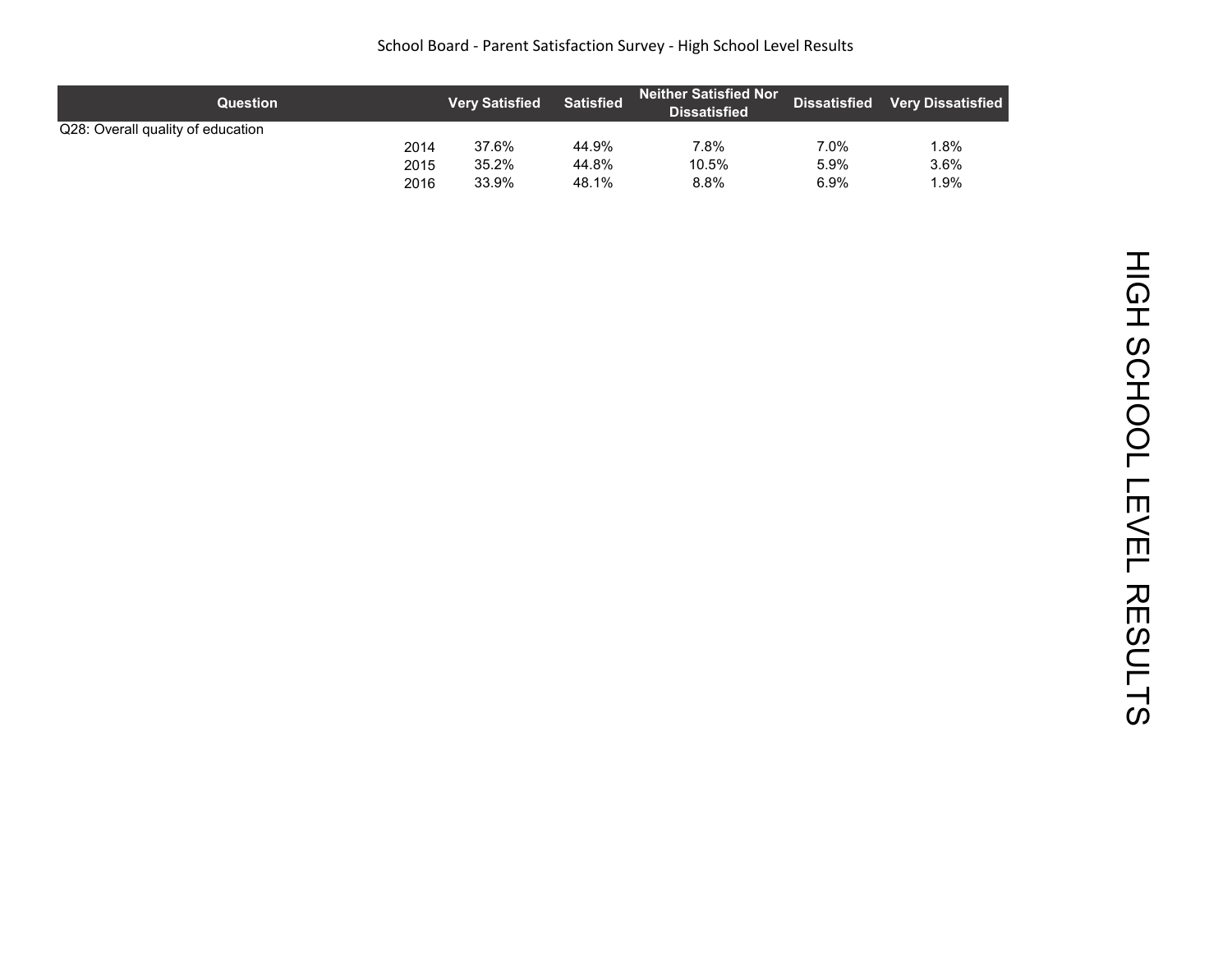School Board - Parent Satisfaction Survey - High School Level Results

| Question | | Very Satisfied | Satisfied | Neither Satisfied Nor Dissatisfied | Dissatisfied | Very Dissatisfied |
|---|---|---|---|---|---|---|
| Q28: Overall quality of education | | | | | | |
| | 2014 | 37.6% | 44.9% | 7.8% | 7.0% | 1.8% |
| | 2015 | 35.2% | 44.8% | 10.5% | 5.9% | 3.6% |
| | 2016 | 33.9% | 48.1% | 8.8% | 6.9% | 1.9% |

HIGH SCHOOL LEVEL RESULTS